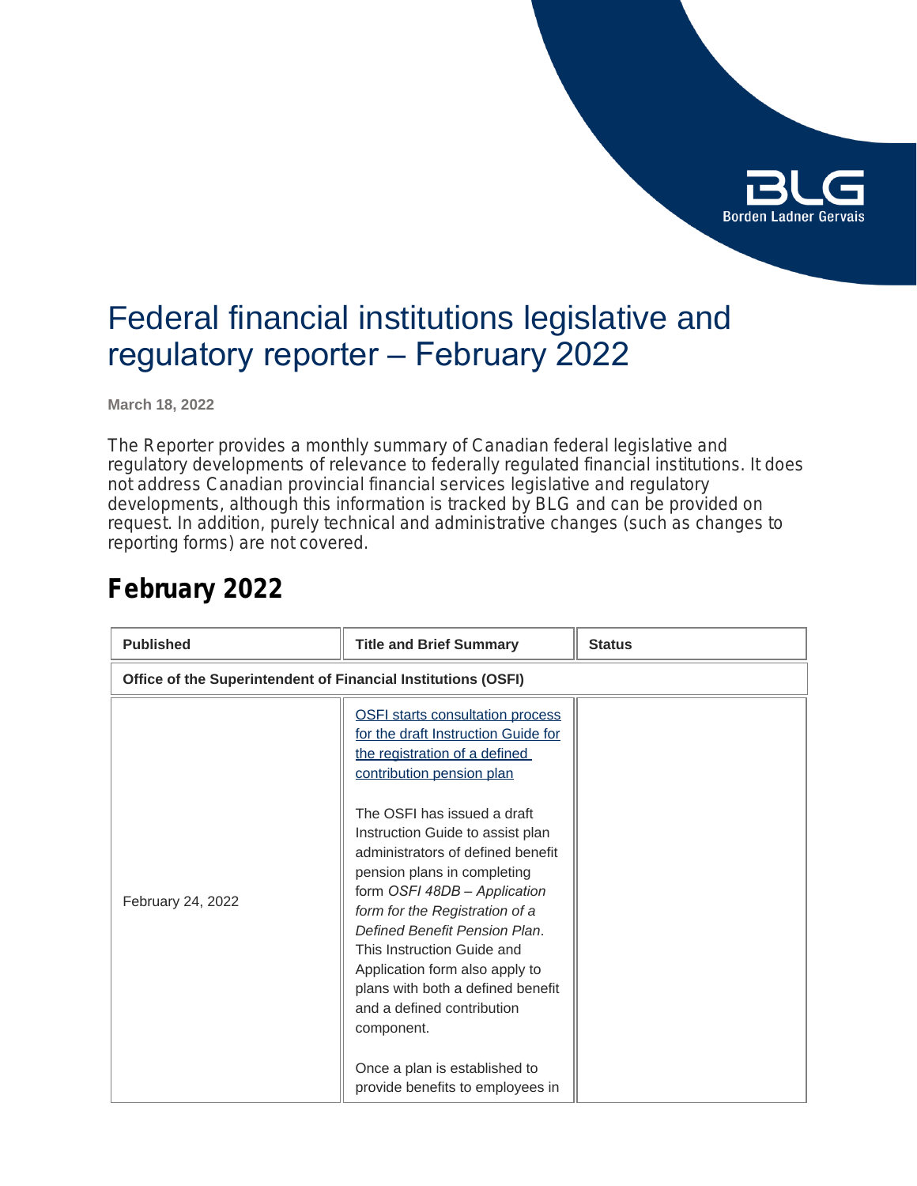# Federal financial institutions legislative and regulatory reporter – February 2022

**March 18, 2022**

The Reporter provides a monthly summary of Canadian federal legislative and regulatory developments of relevance to federally regulated financial institutions. It does not address Canadian provincial financial services legislative and regulatory developments, although this information is tracked by BLG and can be provided on request. In addition, purely technical and administrative changes (such as changes to reporting forms) are not covered.

## February 2022

| Published | Title and Brief Summary | Status |
|---|---|---|
| **Office of the Superintendent of Financial Institutions (OSFI)** | | |
| February 24, 2022 | OSFI starts consultation process for the draft Instruction Guide for the registration of a defined contribution pension plan<br><br>The OSFI has issued a draft Instruction Guide to assist plan administrators of defined benefit pension plans in completing form *OSFI 48DB – Application form for the Registration of a Defined Benefit Pension Plan*. This Instruction Guide and Application form also apply to plans with both a defined benefit and a defined contribution component.<br><br>Once a plan is established to provide benefits to employees in | |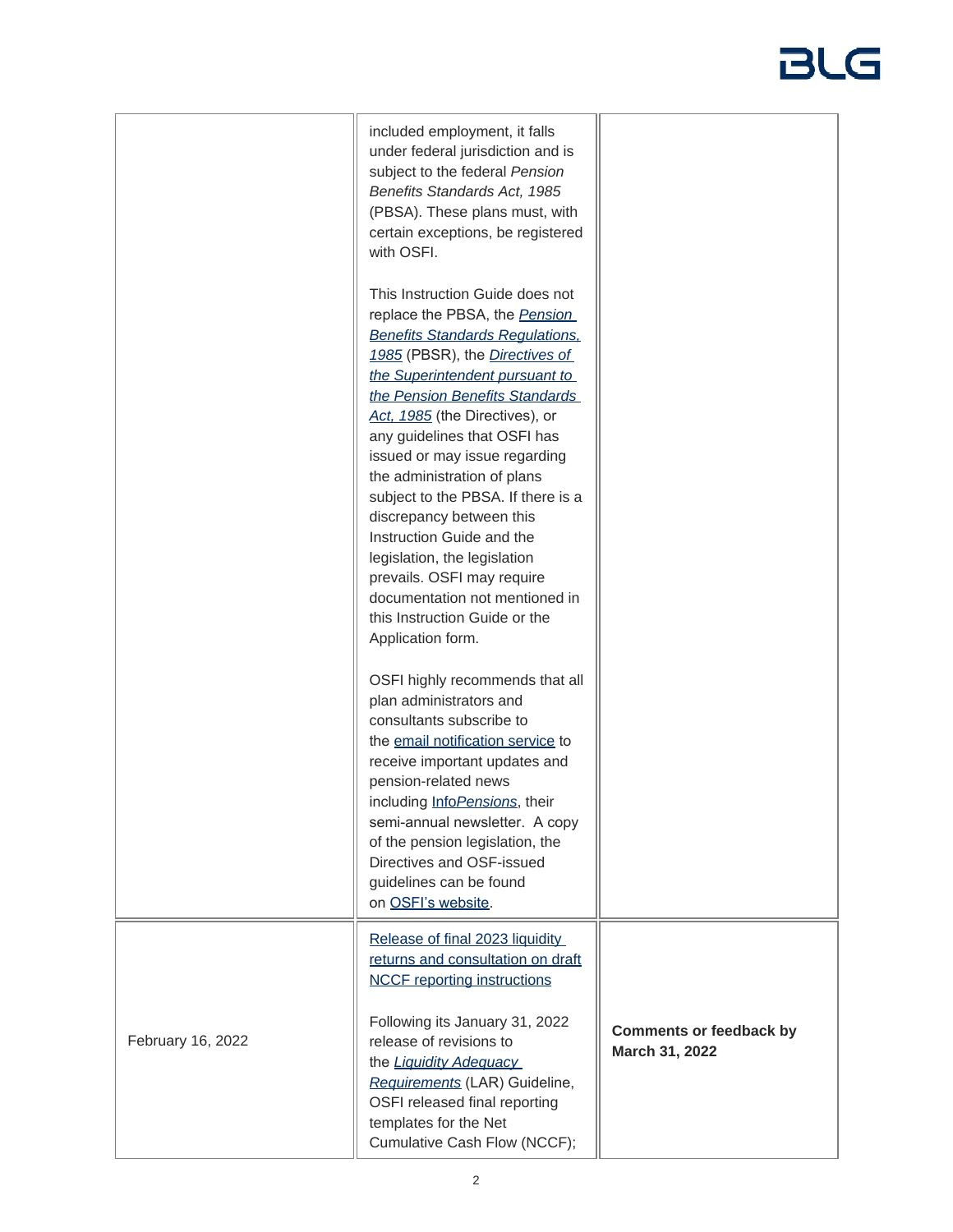| | | |
|---|---|---|
| | included employment, it falls under federal jurisdiction and is subject to the federal *Pension Benefits Standards Act, 1985* (PBSA). These plans must, with certain exceptions, be registered with OSFI.<br><br>This Instruction Guide does not replace the PBSA, the [*Pension Benefits Standards Regulations, 1985*]() (PBSR), the [*Directives of the Superintendent pursuant to the Pension Benefits Standards Act, 1985*]() (the Directives), or any guidelines that OSFI has issued or may issue regarding the administration of plans subject to the PBSA. If there is a discrepancy between this Instruction Guide and the legislation, the legislation prevails. OSFI may require documentation not mentioned in this Instruction Guide or the Application form.<br><br>OSFI highly recommends that all plan administrators and consultants subscribe to the [email notification service]() to receive important updates and pension-related news including [Info*Pensions*](), their semi-annual newsletter. A copy of the pension legislation, the Directives and OSF-issued guidelines can be found on [OSFI's website](). | |
| February 16, 2022 | [Release of final 2023 liquidity returns and consultation on draft NCCF reporting instructions]()<br><br>Following its January 31, 2022 release of revisions to the [*Liquidity Adequacy Requirements*]() (LAR) Guideline, OSFI released final reporting templates for the Net Cumulative Cash Flow (NCCF); | **Comments or feedback by March 31, 2022** |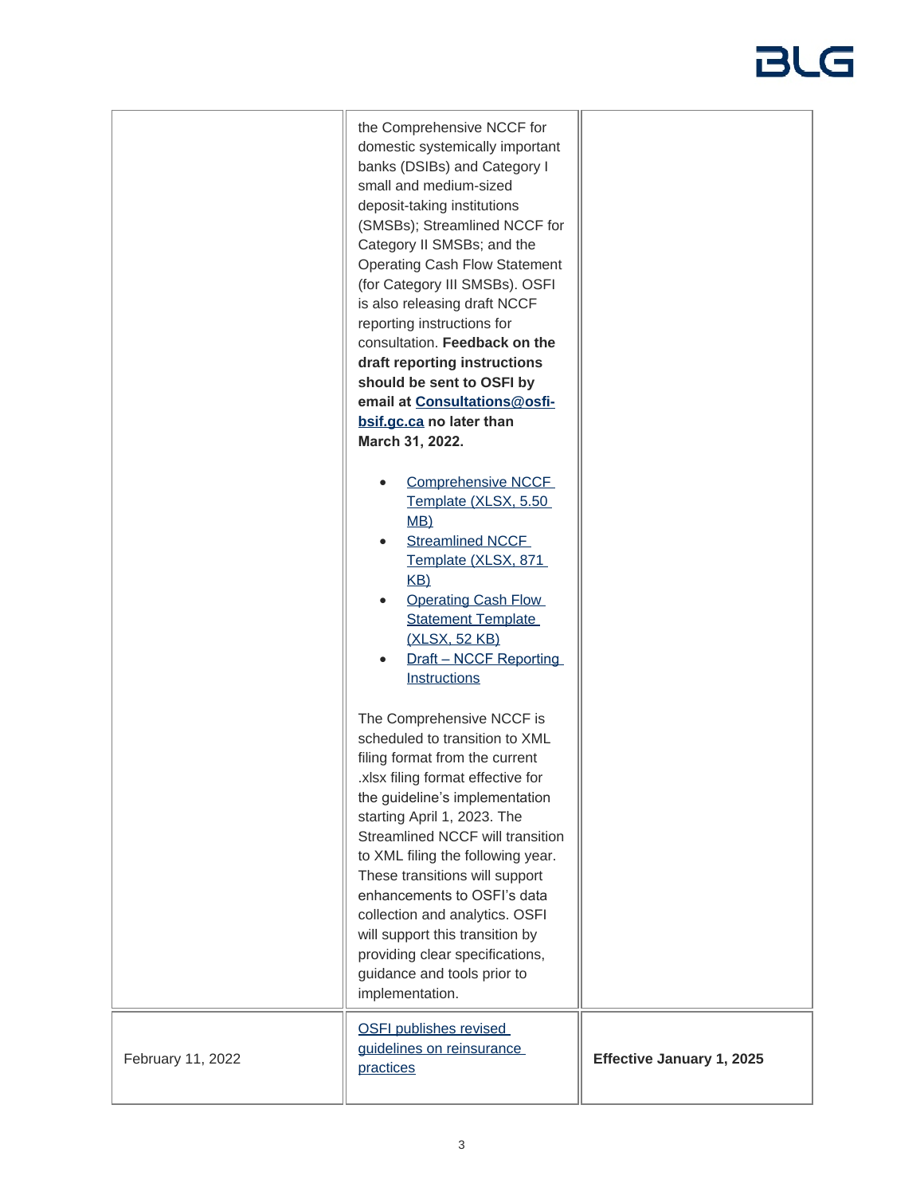| | | |
|---|---|---|
| | the Comprehensive NCCF for domestic systemically important banks (DSIBs) and Category I small and medium-sized deposit-taking institutions (SMSBs); Streamlined NCCF for Category II SMSBs; and the Operating Cash Flow Statement (for Category III SMSBs). OSFI is also releasing draft NCCF reporting instructions for consultation. **Feedback on the draft reporting instructions should be sent to OSFI by email at [Consultations@osfi-bsif.gc.ca](mailto:Consultations@osfi-bsif.gc.ca) no later than March 31, 2022.**<br><br>• Comprehensive NCCF Template (XLSX, 5.50 MB)<br>• Streamlined NCCF Template (XLSX, 871 KB)<br>• Operating Cash Flow Statement Template (XLSX, 52 KB)<br>• Draft – NCCF Reporting Instructions<br><br>The Comprehensive NCCF is scheduled to transition to XML filing format from the current .xlsx filing format effective for the guideline's implementation starting April 1, 2023. The Streamlined NCCF will transition to XML filing the following year. These transitions will support enhancements to OSFI's data collection and analytics. OSFI will support this transition by providing clear specifications, guidance and tools prior to implementation. | |
| February 11, 2022 | OSFI publishes revised guidelines on reinsurance practices | **Effective January 1, 2025** |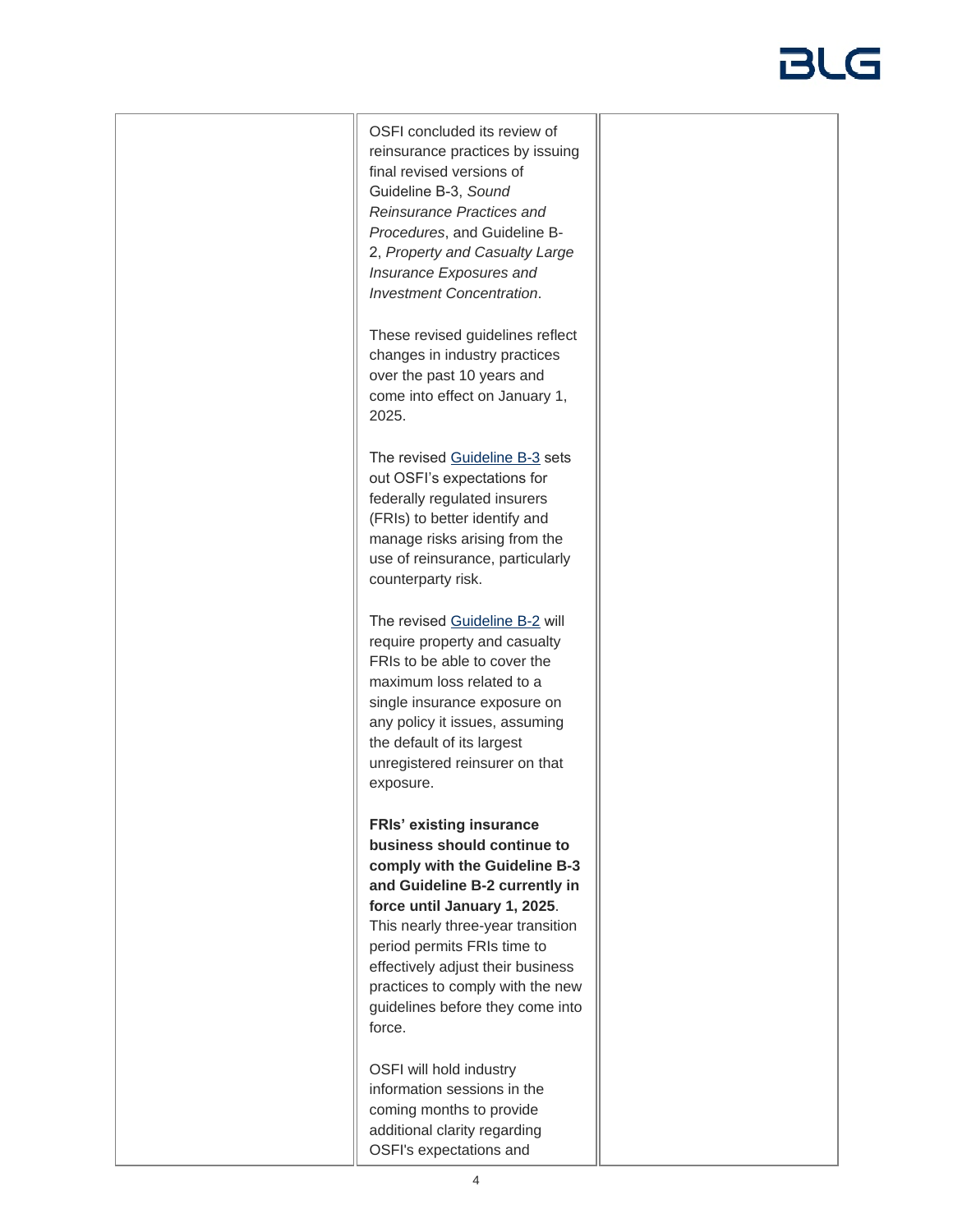OSFI concluded its review of reinsurance practices by issuing final revised versions of Guideline B-3, *Sound Reinsurance Practices and Procedures*, and Guideline B-2, *Property and Casualty Large Insurance Exposures and Investment Concentration*.

These revised guidelines reflect changes in industry practices over the past 10 years and come into effect on January 1, 2025.

The revised Guideline B-3 sets out OSFI's expectations for federally regulated insurers (FRIs) to better identify and manage risks arising from the use of reinsurance, particularly counterparty risk.

The revised Guideline B-2 will require property and casualty FRIs to be able to cover the maximum loss related to a single insurance exposure on any policy it issues, assuming the default of its largest unregistered reinsurer on that exposure.

**FRIs' existing insurance business should continue to comply with the Guideline B-3 and Guideline B-2 currently in force until January 1, 2025**. This nearly three-year transition period permits FRIs time to effectively adjust their business practices to comply with the new guidelines before they come into force.

OSFI will hold industry information sessions in the coming months to provide additional clarity regarding OSFI's expectations and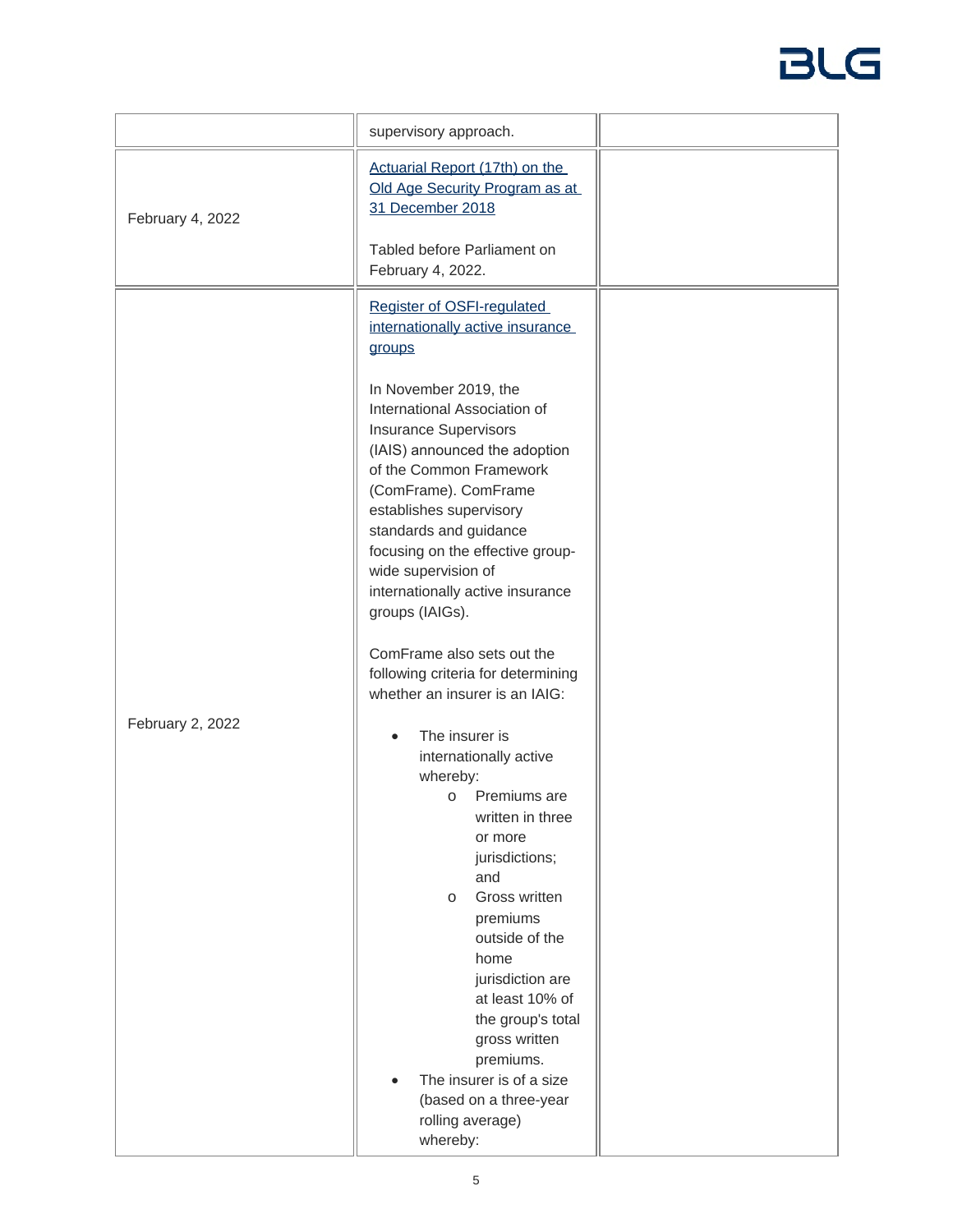| | | |
|---|---|---|
| | supervisory approach. | |
| February 4, 2022 | [Actuarial Report (17th) on the Old Age Security Program as at 31 December 2018](#)<br><br>Tabled before Parliament on February 4, 2022. | |
| February 2, 2022 | [Register of OSFI-regulated internationally active insurance groups](#)<br><br>In November 2019, the International Association of Insurance Supervisors (IAIS) announced the adoption of the Common Framework (ComFrame). ComFrame establishes supervisory standards and guidance focusing on the effective group-wide supervision of internationally active insurance groups (IAIGs).<br><br>ComFrame also sets out the following criteria for determining whether an insurer is an IAIG:<br><br>• The insurer is internationally active whereby:<br>&nbsp;&nbsp;&nbsp;&nbsp;o Premiums are written in three or more jurisdictions; and<br>&nbsp;&nbsp;&nbsp;&nbsp;o Gross written premiums outside of the home jurisdiction are at least 10% of the group's total gross written premiums.<br>• The insurer is of a size (based on a three-year rolling average) whereby: | |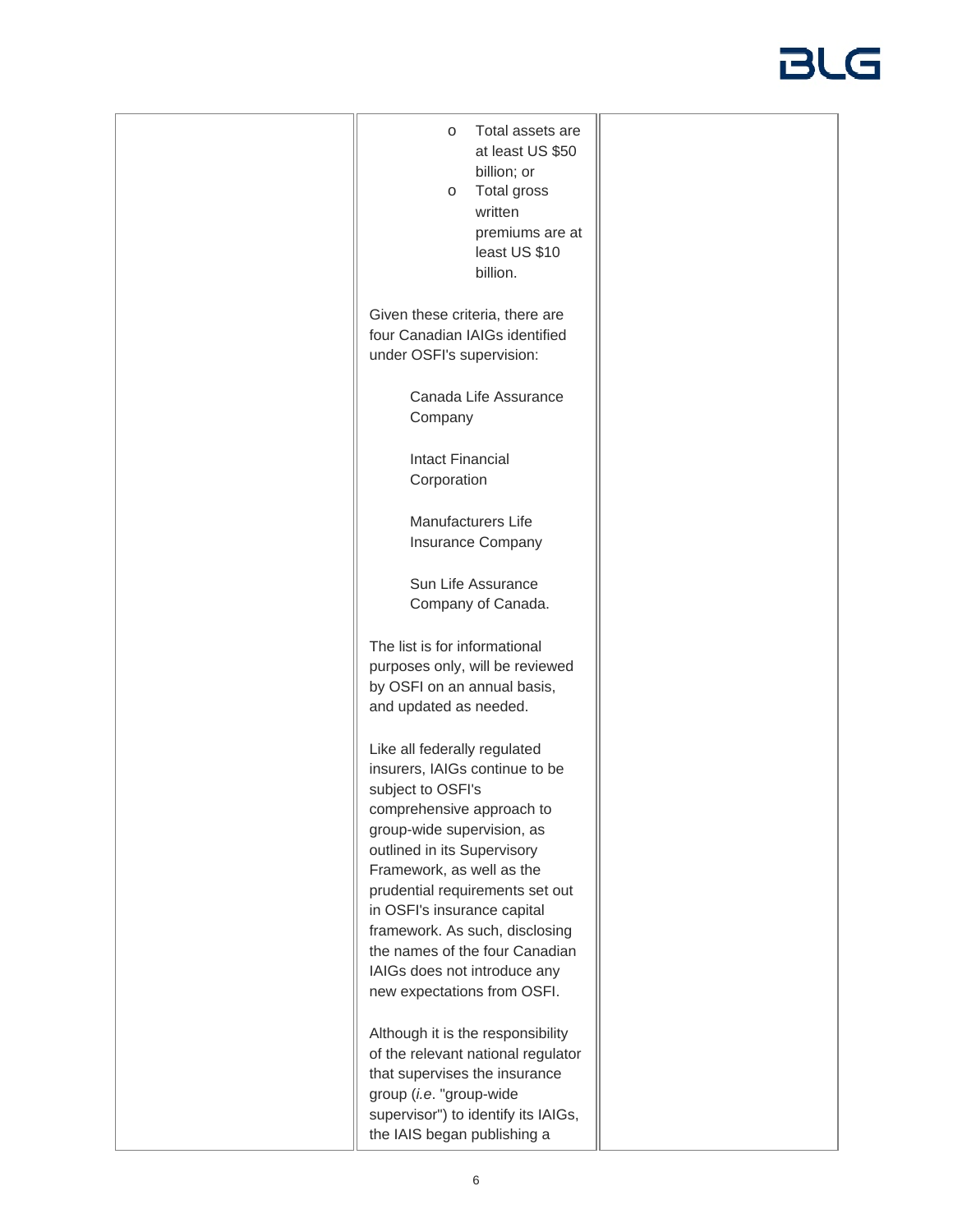|  |  |  |
| --- | --- | --- |
|  | - Total assets are at least US $50 billion; or<br>- Total gross written premiums are at least US $10 billion.<br><br>Given these criteria, there are four Canadian IAIGs identified under OSFI's supervision:<br><br>Canada Life Assurance Company<br><br>Intact Financial Corporation<br><br>Manufacturers Life Insurance Company<br><br>Sun Life Assurance Company of Canada.<br><br>The list is for informational purposes only, will be reviewed by OSFI on an annual basis, and updated as needed.<br><br>Like all federally regulated insurers, IAIGs continue to be subject to OSFI's comprehensive approach to group-wide supervision, as outlined in its Supervisory Framework, as well as the prudential requirements set out in OSFI's insurance capital framework. As such, disclosing the names of the four Canadian IAIGs does not introduce any new expectations from OSFI.<br><br>Although it is the responsibility of the relevant national regulator that supervises the insurance group (*i.e*. "group-wide supervisor") to identify its IAIGs, the IAIS began publishing a |  |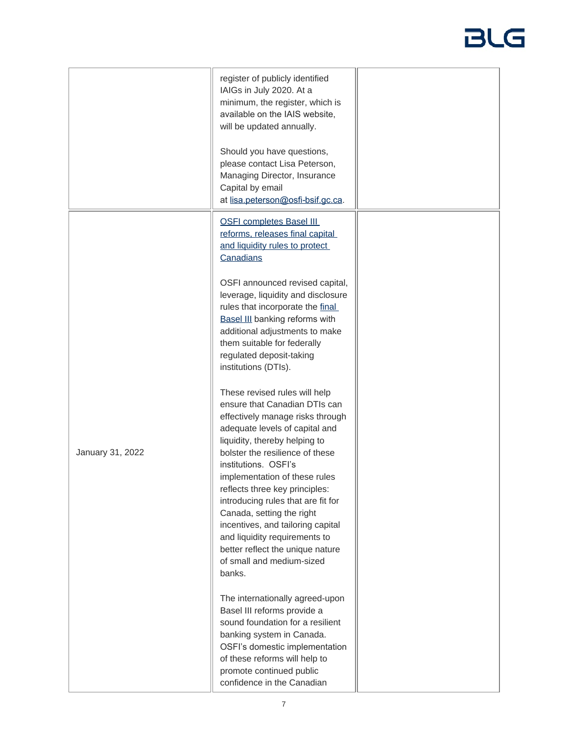|  |  |  |
|---|---|---|
|  | register of publicly identified IAIGs in July 2020. At a minimum, the register, which is available on the IAIS website, will be updated annually.<br><br>Should you have questions, please contact Lisa Peterson, Managing Director, Insurance Capital by email at lisa.peterson@osfi-bsif.gc.ca. |  |
| January 31, 2022 | OSFI completes Basel III reforms, releases final capital and liquidity rules to protect Canadians<br><br>OSFI announced revised capital, leverage, liquidity and disclosure rules that incorporate the final Basel III banking reforms with additional adjustments to make them suitable for federally regulated deposit-taking institutions (DTIs).<br><br>These revised rules will help ensure that Canadian DTIs can effectively manage risks through adequate levels of capital and liquidity, thereby helping to bolster the resilience of these institutions. OSFI's implementation of these rules reflects three key principles: introducing rules that are fit for Canada, setting the right incentives, and tailoring capital and liquidity requirements to better reflect the unique nature of small and medium-sized banks.<br><br>The internationally agreed-upon Basel III reforms provide a sound foundation for a resilient banking system in Canada. OSFI's domestic implementation of these reforms will help to promote continued public confidence in the Canadian |  |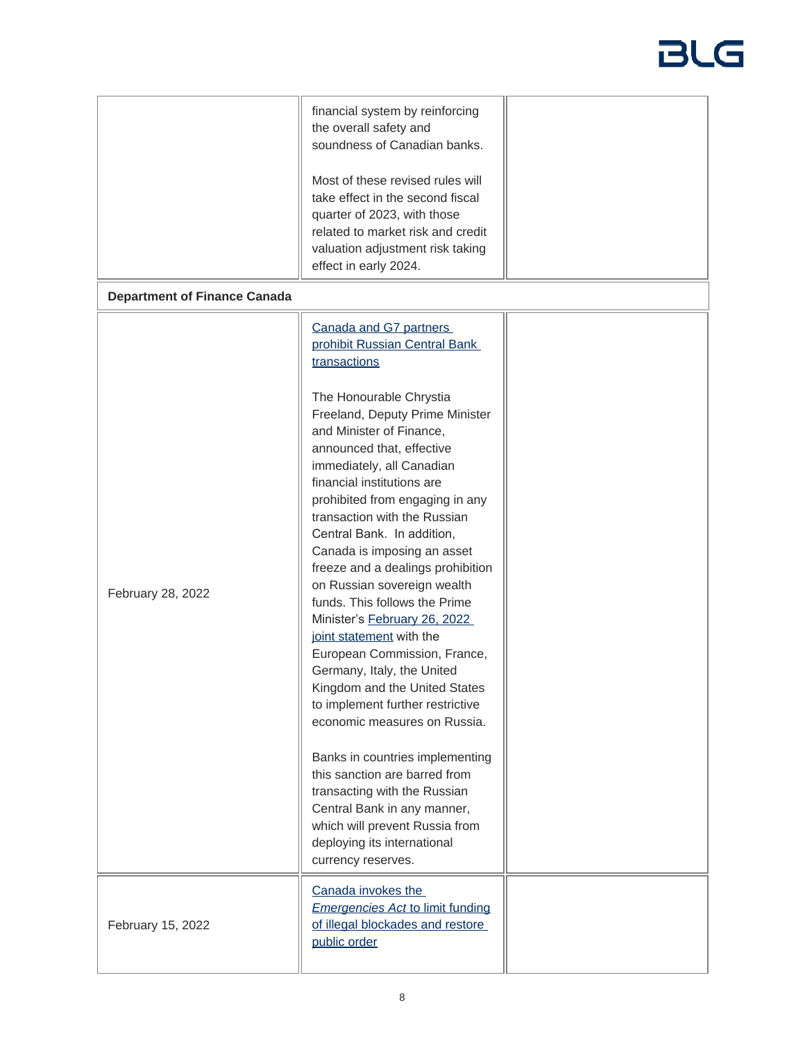| | | |
|---|---|---|
| | financial system by reinforcing the overall safety and soundness of Canadian banks.<br><br>Most of these revised rules will take effect in the second fiscal quarter of 2023, with those related to market risk and credit valuation adjustment risk taking effect in early 2024. | |
| **Department of Finance Canada** | | |
| February 28, 2022 | Canada and G7 partners prohibit Russian Central Bank transactions<br><br>The Honourable Chrystia Freeland, Deputy Prime Minister and Minister of Finance, announced that, effective immediately, all Canadian financial institutions are prohibited from engaging in any transaction with the Russian Central Bank. In addition, Canada is imposing an asset freeze and a dealings prohibition on Russian sovereign wealth funds. This follows the Prime Minister's February 26, 2022 joint statement with the European Commission, France, Germany, Italy, the United Kingdom and the United States to implement further restrictive economic measures on Russia.<br><br>Banks in countries implementing this sanction are barred from transacting with the Russian Central Bank in any manner, which will prevent Russia from deploying its international currency reserves. | |
| February 15, 2022 | Canada invokes the *Emergencies Act* to limit funding of illegal blockades and restore public order | |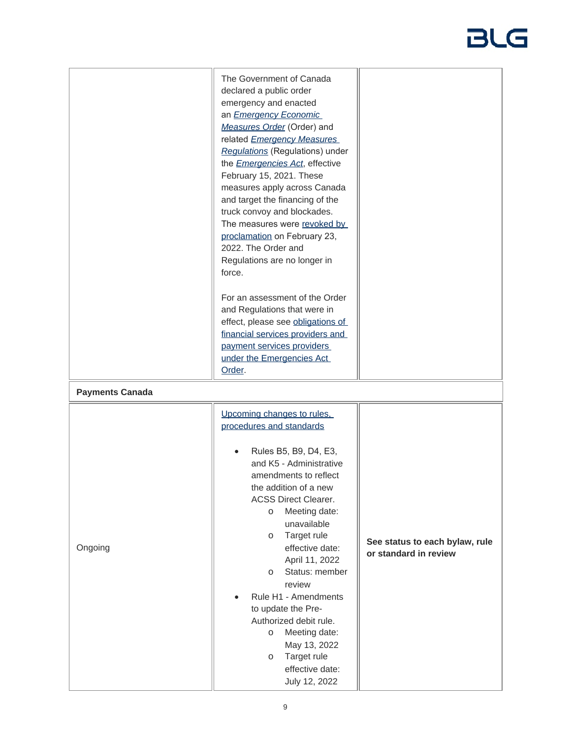| | | |
|---|---|---|
| | The Government of Canada declared a public order emergency and enacted an *Emergency Economic Measures Order* (Order) and related *Emergency Measures Regulations* (Regulations) under the *Emergencies Act*, effective February 15, 2021. These measures apply across Canada and target the financing of the truck convoy and blockades. The measures were revoked by proclamation on February 23, 2022. The Order and Regulations are no longer in force.<br><br>For an assessment of the Order and Regulations that were in effect, please see obligations of financial services providers and payment services providers under the Emergencies Act Order. | |
| **Payments Canada** | | |
| Ongoing | Upcoming changes to rules, procedures and standards<br><br>• Rules B5, B9, D4, E3, and K5 - Administrative amendments to reflect the addition of a new ACSS Direct Clearer.<br>&nbsp;&nbsp;&nbsp;&nbsp;o Meeting date: unavailable<br>&nbsp;&nbsp;&nbsp;&nbsp;o Target rule effective date: April 11, 2022<br>&nbsp;&nbsp;&nbsp;&nbsp;o Status: member review<br>• Rule H1 - Amendments to update the Pre-Authorized debit rule.<br>&nbsp;&nbsp;&nbsp;&nbsp;o Meeting date: May 13, 2022<br>&nbsp;&nbsp;&nbsp;&nbsp;o Target rule effective date: July 12, 2022 | **See status to each bylaw, rule or standard in review** |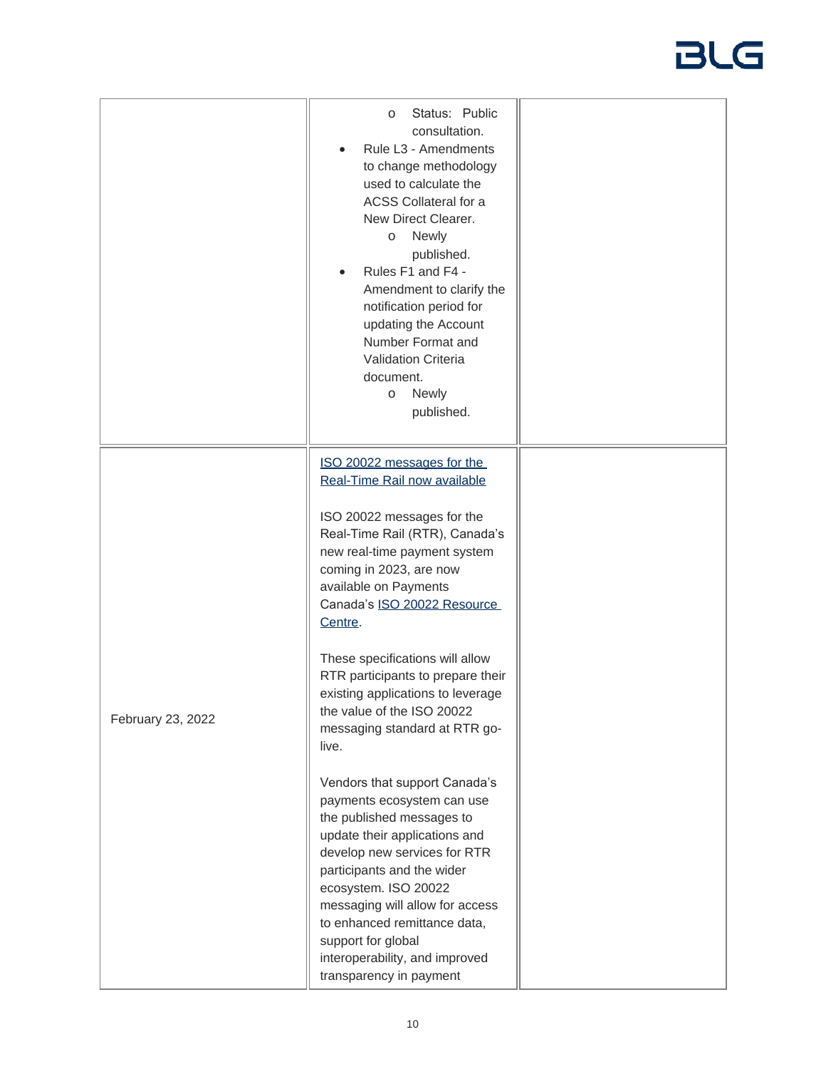| | | |
|---|---|---|
| | - Status: Public consultation.<br>- Rule L3 - Amendments to change methodology used to calculate the ACSS Collateral for a New Direct Clearer.<br>  - Newly published.<br>- Rules F1 and F4 - Amendment to clarify the notification period for updating the Account Number Format and Validation Criteria document.<br>  - Newly published. | |
| February 23, 2022 | ISO 20022 messages for the Real-Time Rail now available<br><br>ISO 20022 messages for the Real-Time Rail (RTR), Canada's new real-time payment system coming in 2023, are now available on Payments Canada's ISO 20022 Resource Centre.<br><br>These specifications will allow RTR participants to prepare their existing applications to leverage the value of the ISO 20022 messaging standard at RTR go-live.<br><br>Vendors that support Canada's payments ecosystem can use the published messages to update their applications and develop new services for RTR participants and the wider ecosystem. ISO 20022 messaging will allow for access to enhanced remittance data, support for global interoperability, and improved transparency in payment | |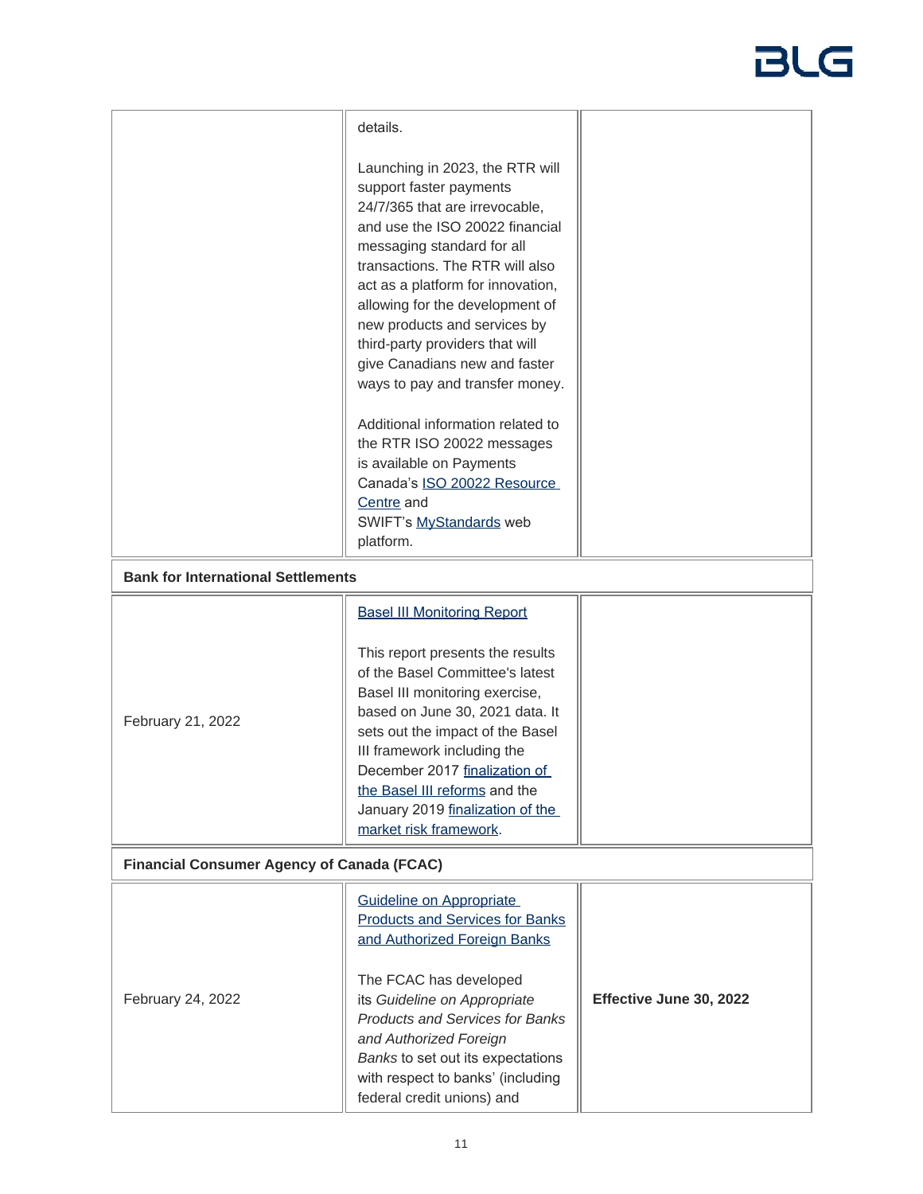| | | |
|---|---|---|
| | details.<br><br>Launching in 2023, the RTR will support faster payments 24/7/365 that are irrevocable, and use the ISO 20022 financial messaging standard for all transactions. The RTR will also act as a platform for innovation, allowing for the development of new products and services by third-party providers that will give Canadians new and faster ways to pay and transfer money.<br><br>Additional information related to the RTR ISO 20022 messages is available on Payments Canada's ISO 20022 Resource Centre and SWIFT's MyStandards web platform. | |
| **Bank for International Settlements** | | |
| February 21, 2022 | Basel III Monitoring Report<br><br>This report presents the results of the Basel Committee's latest Basel III monitoring exercise, based on June 30, 2021 data. It sets out the impact of the Basel III framework including the December 2017 finalization of the Basel III reforms and the January 2019 finalization of the market risk framework. | |
| **Financial Consumer Agency of Canada (FCAC)** | | |
| February 24, 2022 | Guideline on Appropriate Products and Services for Banks and Authorized Foreign Banks<br><br>The FCAC has developed its *Guideline on Appropriate Products and Services for Banks and Authorized Foreign Banks* to set out its expectations with respect to banks' (including federal credit unions) and | **Effective June 30, 2022** |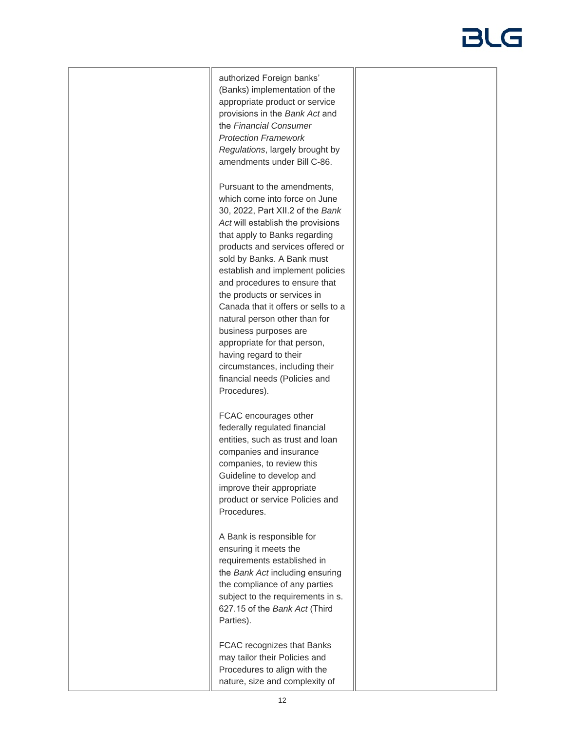| | | |
|---|---|---|
| | authorized Foreign banks' (Banks) implementation of the appropriate product or service provisions in the *Bank Act* and the *Financial Consumer Protection Framework Regulations*, largely brought by amendments under Bill C-86.<br><br>Pursuant to the amendments, which come into force on June 30, 2022, Part XII.2 of the *Bank Act* will establish the provisions that apply to Banks regarding products and services offered or sold by Banks. A Bank must establish and implement policies and procedures to ensure that the products or services in Canada that it offers or sells to a natural person other than for business purposes are appropriate for that person, having regard to their circumstances, including their financial needs (Policies and Procedures).<br><br>FCAC encourages other federally regulated financial entities, such as trust and loan companies and insurance companies, to review this Guideline to develop and improve their appropriate product or service Policies and Procedures.<br><br>A Bank is responsible for ensuring it meets the requirements established in the *Bank Act* including ensuring the compliance of any parties subject to the requirements in s. 627.15 of the *Bank Act* (Third Parties).<br><br>FCAC recognizes that Banks may tailor their Policies and Procedures to align with the nature, size and complexity of | |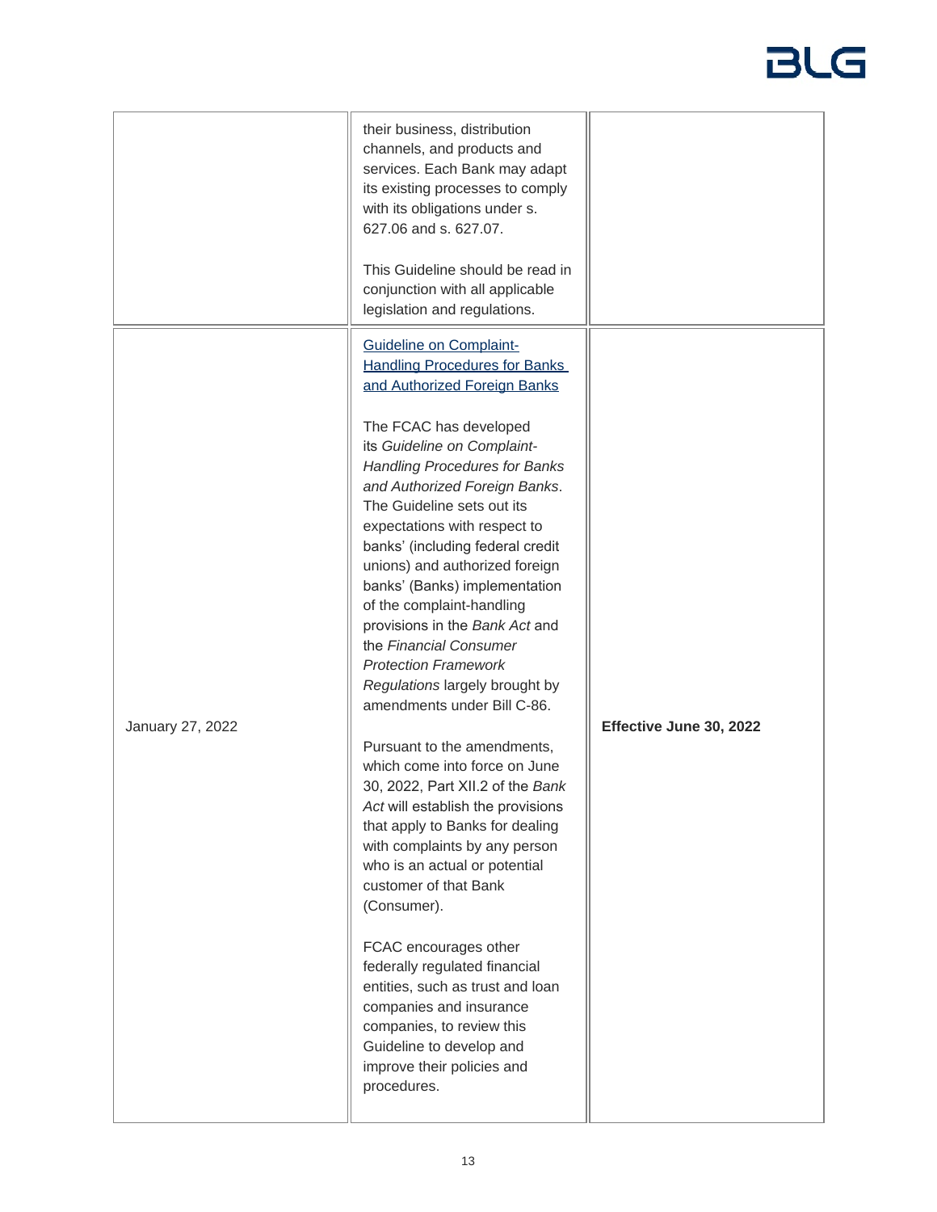| | | |
|---|---|---|
| | their business, distribution channels, and products and services. Each Bank may adapt its existing processes to comply with its obligations under s. 627.06 and s. 627.07.<br><br>This Guideline should be read in conjunction with all applicable legislation and regulations. | |
| January 27, 2022 | [Guideline on Complaint-Handling Procedures for Banks and Authorized Foreign Banks]<br><br>The FCAC has developed its *Guideline on Complaint-Handling Procedures for Banks and Authorized Foreign Banks*. The Guideline sets out its expectations with respect to banks' (including federal credit unions) and authorized foreign banks' (Banks) implementation of the complaint-handling provisions in the *Bank Act* and the *Financial Consumer Protection Framework Regulations* largely brought by amendments under Bill C-86.<br><br>Pursuant to the amendments, which come into force on June 30, 2022, Part XII.2 of the *Bank Act* will establish the provisions that apply to Banks for dealing with complaints by any person who is an actual or potential customer of that Bank (Consumer).<br><br>FCAC encourages other federally regulated financial entities, such as trust and loan companies and insurance companies, to review this Guideline to develop and improve their policies and procedures. | **Effective June 30, 2022** |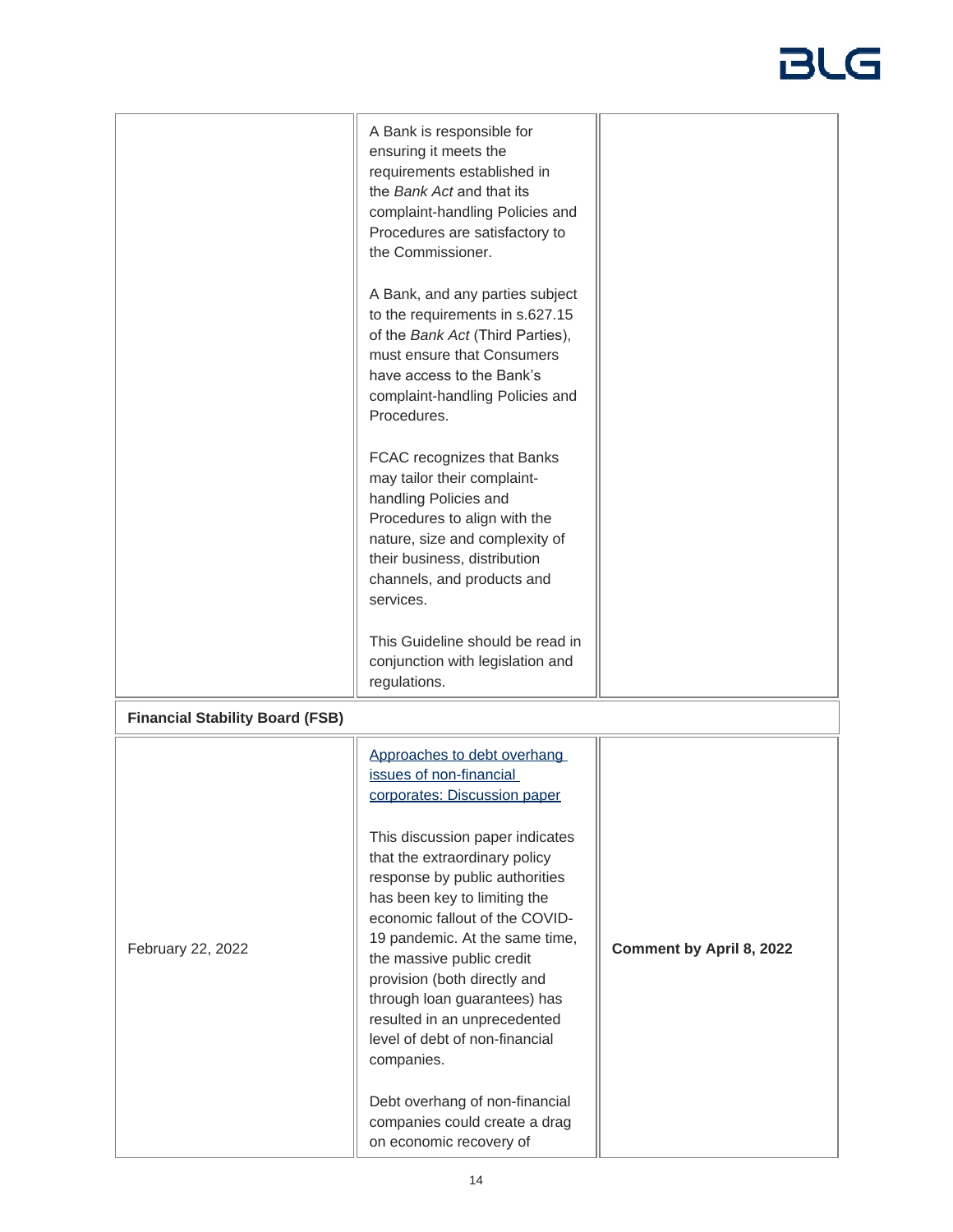| | | |
|---|---|---|
| | A Bank is responsible for ensuring it meets the requirements established in the *Bank Act* and that its complaint-handling Policies and Procedures are satisfactory to the Commissioner.<br><br>A Bank, and any parties subject to the requirements in s.627.15 of the *Bank Act* (Third Parties), must ensure that Consumers have access to the Bank's complaint-handling Policies and Procedures.<br><br>FCAC recognizes that Banks may tailor their complaint-handling Policies and Procedures to align with the nature, size and complexity of their business, distribution channels, and products and services.<br><br>This Guideline should be read in conjunction with legislation and regulations. | |
| **Financial Stability Board (FSB)** | | |
| February 22, 2022 | Approaches to debt overhang issues of non-financial corporates: Discussion paper<br><br>This discussion paper indicates that the extraordinary policy response by public authorities has been key to limiting the economic fallout of the COVID-19 pandemic. At the same time, the massive public credit provision (both directly and through loan guarantees) has resulted in an unprecedented level of debt of non-financial companies.<br><br>Debt overhang of non-financial companies could create a drag on economic recovery of | **Comment by April 8, 2022** |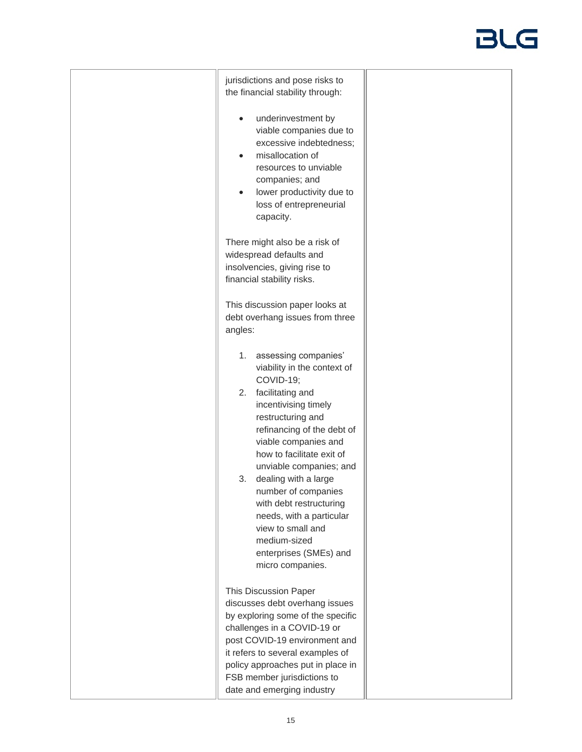| | jurisdictions and pose risks to the financial stability through:<br><br>• underinvestment by viable companies due to excessive indebtedness;<br>• misallocation of resources to unviable companies; and<br>• lower productivity due to loss of entrepreneurial capacity.<br><br>There might also be a risk of widespread defaults and insolvencies, giving rise to financial stability risks.<br><br>This discussion paper looks at debt overhang issues from three angles:<br><br>1. assessing companies' viability in the context of COVID-19;<br>2. facilitating and incentivising timely restructuring and refinancing of the debt of viable companies and how to facilitate exit of unviable companies; and<br>3. dealing with a large number of companies with debt restructuring needs, with a particular view to small and medium-sized enterprises (SMEs) and micro companies.<br><br>This Discussion Paper discusses debt overhang issues by exploring some of the specific challenges in a COVID-19 or post COVID-19 environment and it refers to several examples of policy approaches put in place in FSB member jurisdictions to date and emerging industry | |
|---|---|---|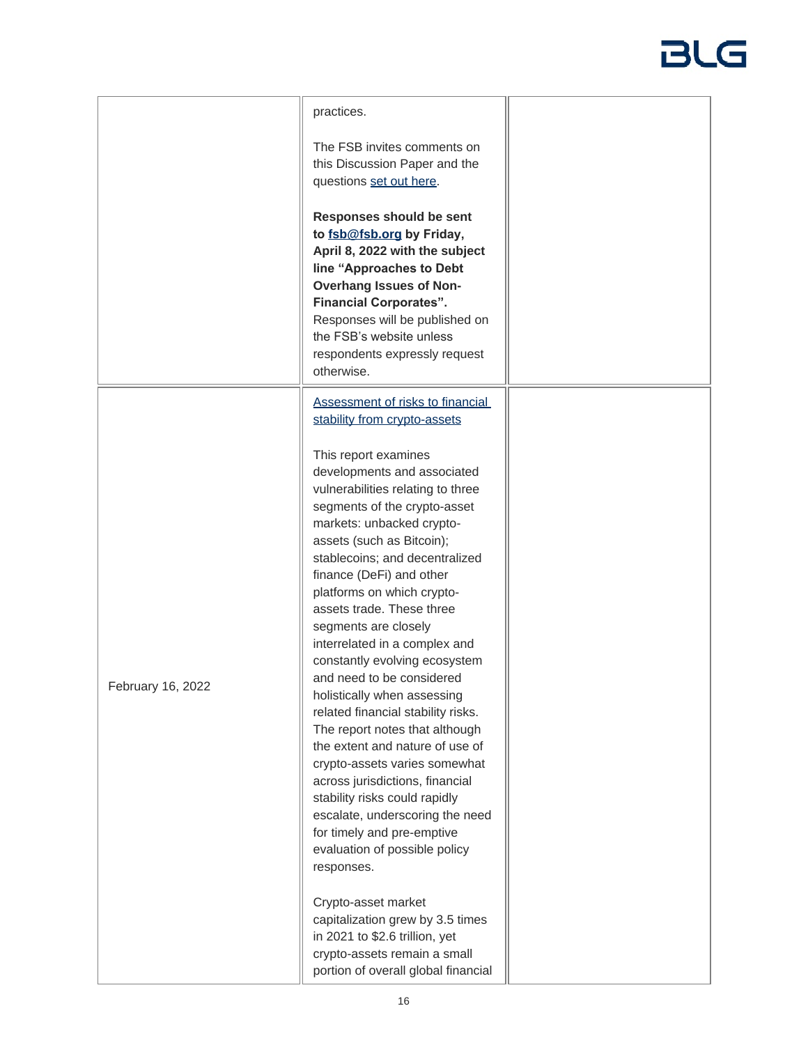| | | |
|---|---|---|
| | practices.<br><br>The FSB invites comments on this Discussion Paper and the questions [set out here](#).<br><br>**Responses should be sent to [fsb@fsb.org](mailto:fsb@fsb.org) by Friday, April 8, 2022 with the subject line "Approaches to Debt Overhang Issues of Non-Financial Corporates".** Responses will be published on the FSB's website unless respondents expressly request otherwise. | |
| February 16, 2022 | [Assessment of risks to financial stability from crypto-assets](#)<br><br>This report examines developments and associated vulnerabilities relating to three segments of the crypto-asset markets: unbacked crypto-assets (such as Bitcoin); stablecoins; and decentralized finance (DeFi) and other platforms on which crypto-assets trade. These three segments are closely interrelated in a complex and constantly evolving ecosystem and need to be considered holistically when assessing related financial stability risks. The report notes that although the extent and nature of use of crypto-assets varies somewhat across jurisdictions, financial stability risks could rapidly escalate, underscoring the need for timely and pre-emptive evaluation of possible policy responses.<br><br>Crypto-asset market capitalization grew by 3.5 times in 2021 to $2.6 trillion, yet crypto-assets remain a small portion of overall global financial | |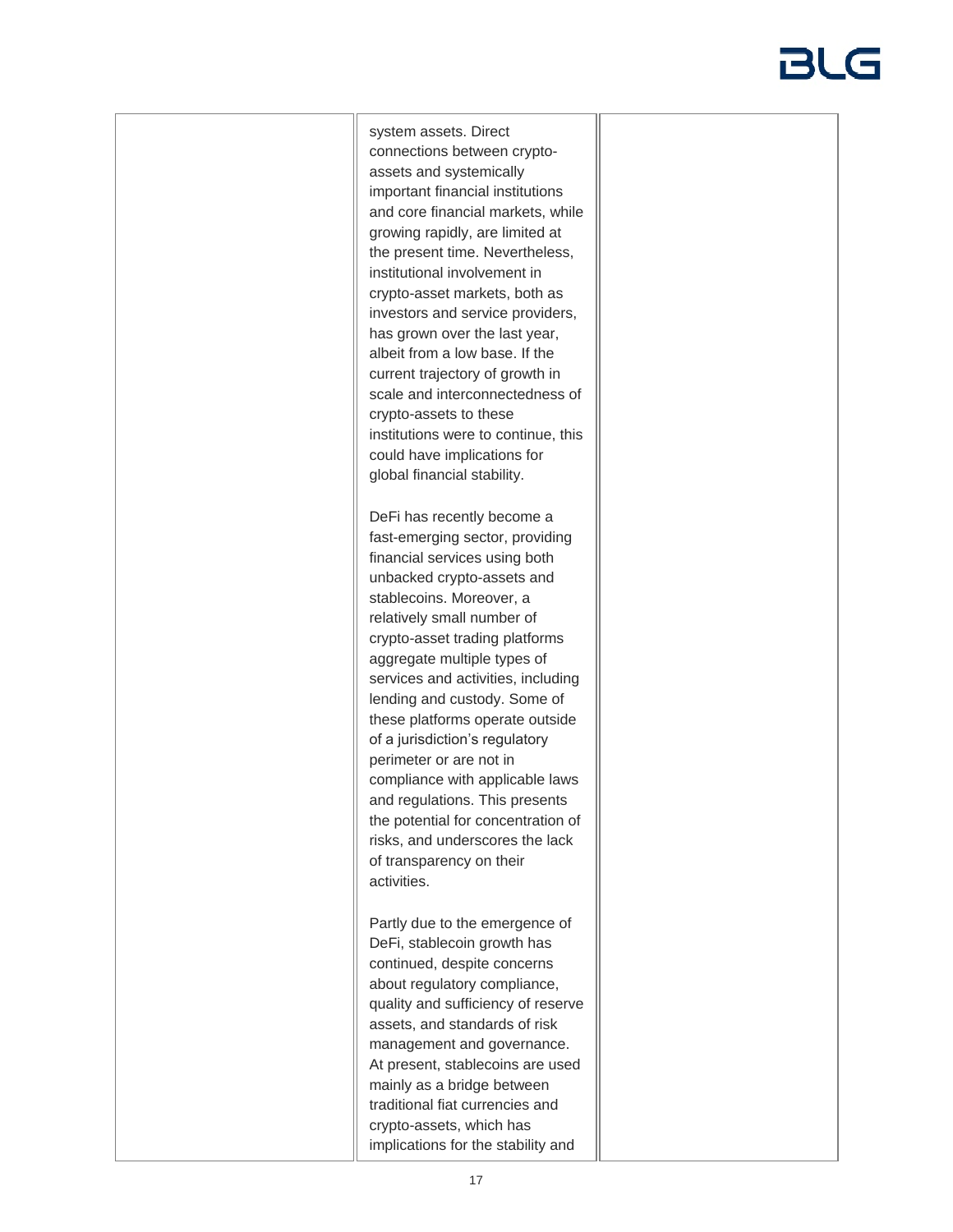| | | |
|---|---|---|
| | system assets. Direct connections between crypto-assets and systemically important financial institutions and core financial markets, while growing rapidly, are limited at the present time. Nevertheless, institutional involvement in crypto-asset markets, both as investors and service providers, has grown over the last year, albeit from a low base. If the current trajectory of growth in scale and interconnectedness of crypto-assets to these institutions were to continue, this could have implications for global financial stability.<br><br>DeFi has recently become a fast-emerging sector, providing financial services using both unbacked crypto-assets and stablecoins. Moreover, a relatively small number of crypto-asset trading platforms aggregate multiple types of services and activities, including lending and custody. Some of these platforms operate outside of a jurisdiction's regulatory perimeter or are not in compliance with applicable laws and regulations. This presents the potential for concentration of risks, and underscores the lack of transparency on their activities.<br><br>Partly due to the emergence of DeFi, stablecoin growth has continued, despite concerns about regulatory compliance, quality and sufficiency of reserve assets, and standards of risk management and governance. At present, stablecoins are used mainly as a bridge between traditional fiat currencies and crypto-assets, which has implications for the stability and | |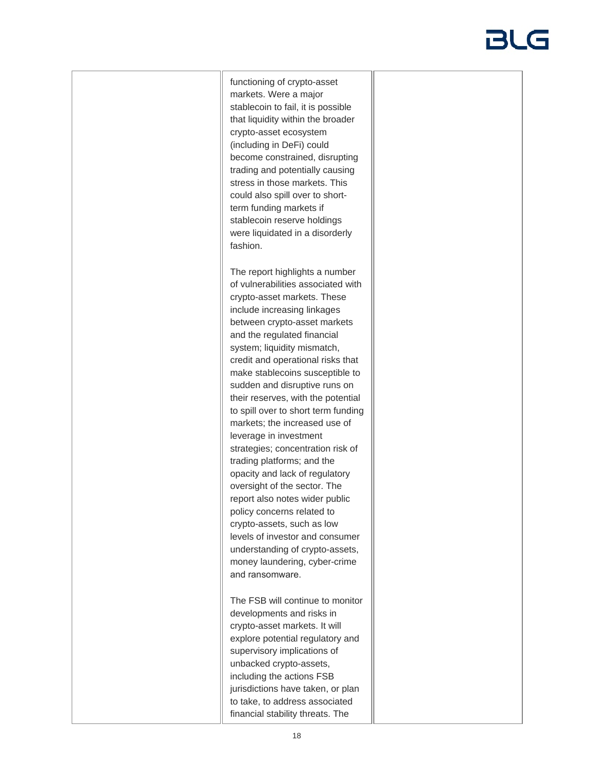| | | |
|---|---|---|
| | functioning of crypto-asset markets. Were a major stablecoin to fail, it is possible that liquidity within the broader crypto-asset ecosystem (including in DeFi) could become constrained, disrupting trading and potentially causing stress in those markets. This could also spill over to short-term funding markets if stablecoin reserve holdings were liquidated in a disorderly fashion.<br><br>The report highlights a number of vulnerabilities associated with crypto-asset markets. These include increasing linkages between crypto-asset markets and the regulated financial system; liquidity mismatch, credit and operational risks that make stablecoins susceptible to sudden and disruptive runs on their reserves, with the potential to spill over to short term funding markets; the increased use of leverage in investment strategies; concentration risk of trading platforms; and the opacity and lack of regulatory oversight of the sector. The report also notes wider public policy concerns related to crypto-assets, such as low levels of investor and consumer understanding of crypto-assets, money laundering, cyber-crime and ransomware.<br><br>The FSB will continue to monitor developments and risks in crypto-asset markets. It will explore potential regulatory and supervisory implications of unbacked crypto-assets, including the actions FSB jurisdictions have taken, or plan to take, to address associated financial stability threats. The | |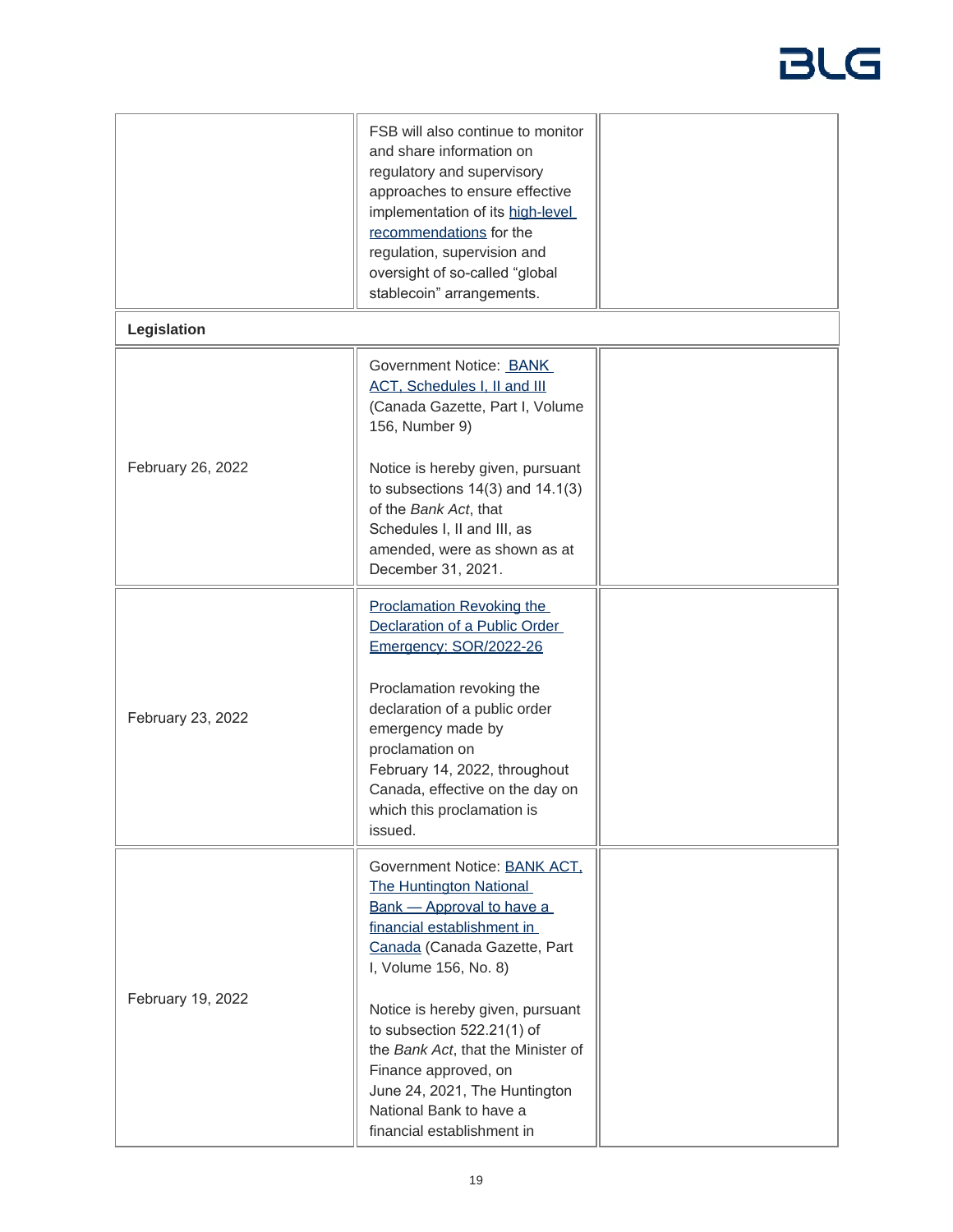| | | |
|---|---|---|
| | FSB will also continue to monitor and share information on regulatory and supervisory approaches to ensure effective implementation of its [high-level recommendations]() for the regulation, supervision and oversight of so-called "global stablecoin" arrangements. | |
| **Legislation** | | |
| February 26, 2022 | Government Notice: [BANK ACT, Schedules I, II and III]() (Canada Gazette, Part I, Volume 156, Number 9)<br><br>Notice is hereby given, pursuant to subsections 14(3) and 14.1(3) of the *Bank Act*, that Schedules I, II and III, as amended, were as shown as at December 31, 2021. | |
| February 23, 2022 | [Proclamation Revoking the Declaration of a Public Order Emergency: SOR/2022-26]()<br><br>Proclamation revoking the declaration of a public order emergency made by proclamation on February 14, 2022, throughout Canada, effective on the day on which this proclamation is issued. | |
| February 19, 2022 | Government Notice: [BANK ACT, The Huntington National Bank — Approval to have a financial establishment in Canada]() (Canada Gazette, Part I, Volume 156, No. 8)<br><br>Notice is hereby given, pursuant to subsection 522.21(1) of the *Bank Act*, that the Minister of Finance approved, on June 24, 2021, The Huntington National Bank to have a financial establishment in | |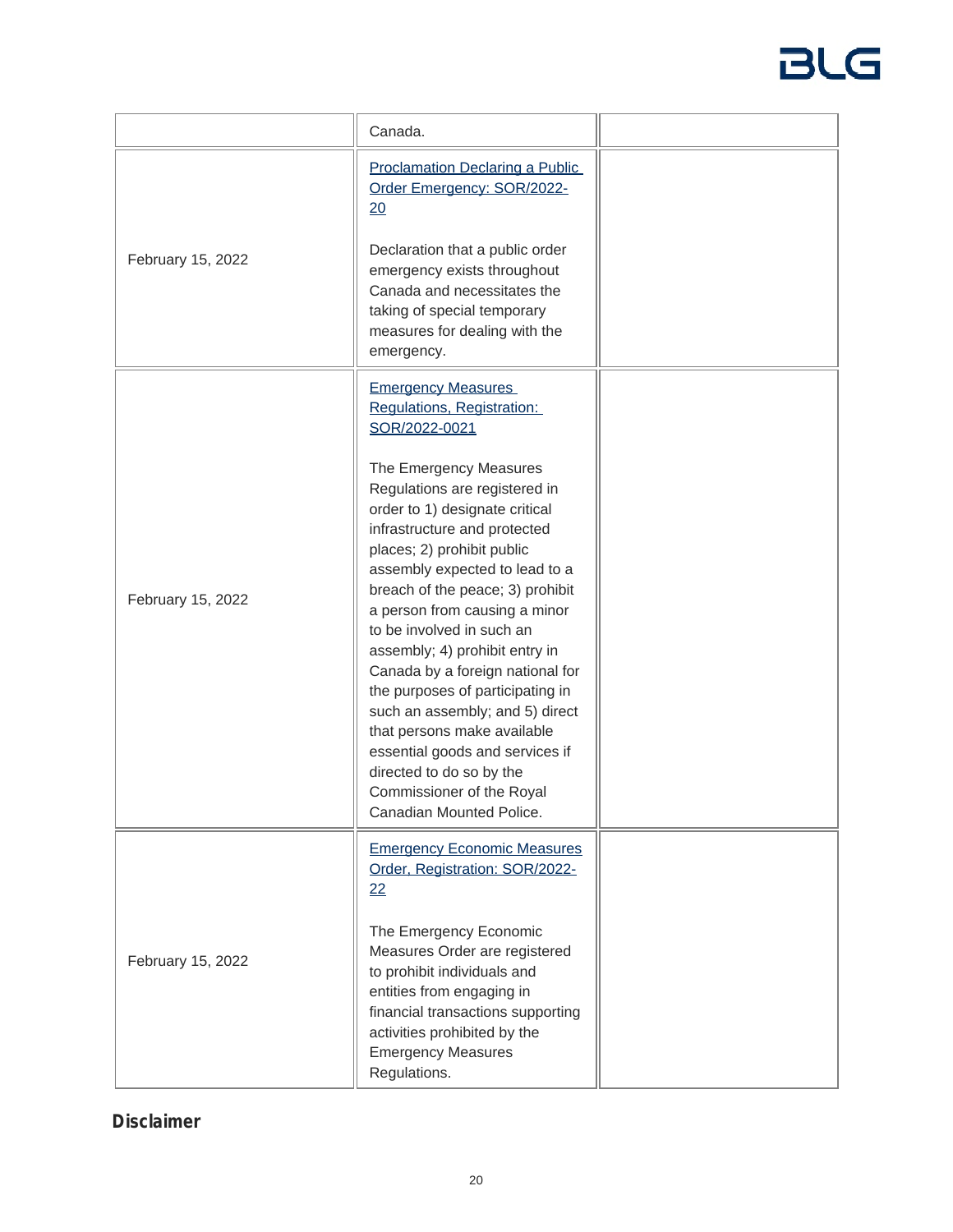| | | |
|---|---|---|
| | Canada. | |
| February 15, 2022 | Proclamation Declaring a Public Order Emergency: SOR/2022-20<br><br>Declaration that a public order emergency exists throughout Canada and necessitates the taking of special temporary measures for dealing with the emergency. | |
| February 15, 2022 | Emergency Measures Regulations, Registration: SOR/2022-0021<br><br>The Emergency Measures Regulations are registered in order to 1) designate critical infrastructure and protected places; 2) prohibit public assembly expected to lead to a breach of the peace; 3) prohibit a person from causing a minor to be involved in such an assembly; 4) prohibit entry in Canada by a foreign national for the purposes of participating in such an assembly; and 5) direct that persons make available essential goods and services if directed to do so by the Commissioner of the Royal Canadian Mounted Police. | |
| February 15, 2022 | Emergency Economic Measures Order, Registration: SOR/2022-22<br><br>The Emergency Economic Measures Order are registered to prohibit individuals and entities from engaging in financial transactions supporting activities prohibited by the Emergency Measures Regulations. | |

## Disclaimer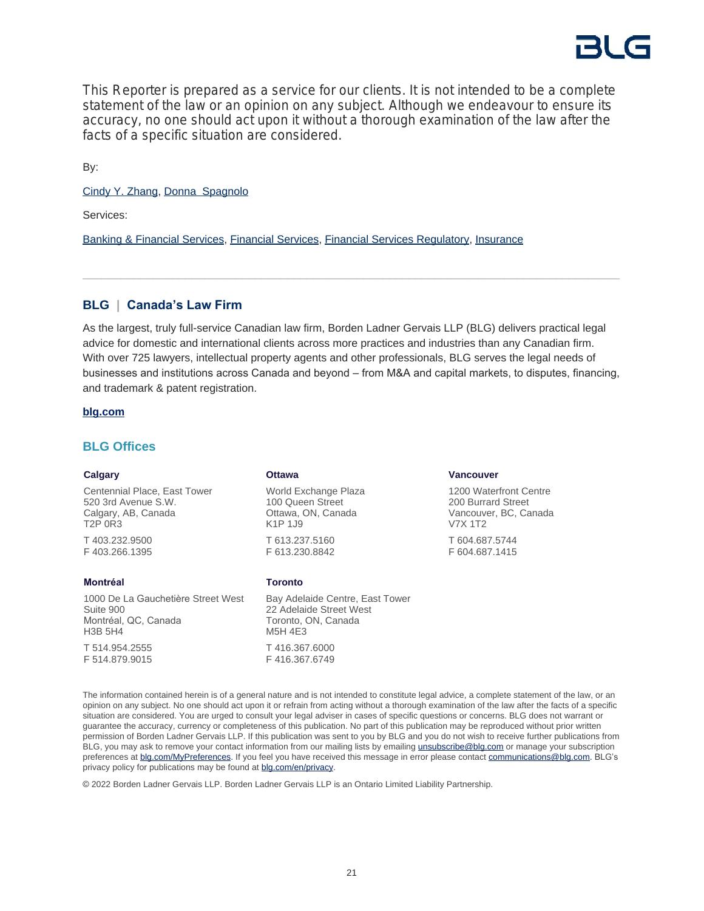This Reporter is prepared as a service for our clients. It is not intended to be a complete statement of the law or an opinion on any subject. Although we endeavour to ensure its accuracy, no one should act upon it without a thorough examination of the law after the facts of a specific situation are considered.

By:

Cindy Y. Zhang, Donna Spagnolo

Services:

Banking & Financial Services, Financial Services, Financial Services Regulatory, Insurance

---

## BLG | Canada's Law Firm

As the largest, truly full-service Canadian law firm, Borden Ladner Gervais LLP (BLG) delivers practical legal advice for domestic and international clients across more practices and industries than any Canadian firm. With over 725 lawyers, intellectual property agents and other professionals, BLG serves the legal needs of businesses and institutions across Canada and beyond – from M&A and capital markets, to disputes, financing, and trademark & patent registration.

**blg.com**

## BLG Offices

**Calgary**

Centennial Place, East Tower
520 3rd Avenue S.W.
Calgary, AB, Canada
T2P 0R3

T 403.232.9500
F 403.266.1395

**Ottawa**

World Exchange Plaza
100 Queen Street
Ottawa, ON, Canada
K1P 1J9

T 613.237.5160
F 613.230.8842

**Vancouver**

1200 Waterfront Centre
200 Burrard Street
Vancouver, BC, Canada
V7X 1T2

T 604.687.5744
F 604.687.1415

**Montréal**

1000 De La Gauchetière Street West
Suite 900
Montréal, QC, Canada
H3B 5H4

T 514.954.2555
F 514.879.9015

**Toronto**

Bay Adelaide Centre, East Tower
22 Adelaide Street West
Toronto, ON, Canada
M5H 4E3

T 416.367.6000
F 416.367.6749

The information contained herein is of a general nature and is not intended to constitute legal advice, a complete statement of the law, or an opinion on any subject. No one should act upon it or refrain from acting without a thorough examination of the law after the facts of a specific situation are considered. You are urged to consult your legal adviser in cases of specific questions or concerns. BLG does not warrant or guarantee the accuracy, currency or completeness of this publication. No part of this publication may be reproduced without prior written permission of Borden Ladner Gervais LLP. If this publication was sent to you by BLG and you do not wish to receive further publications from BLG, you may ask to remove your contact information from our mailing lists by emailing unsubscribe@blg.com or manage your subscription preferences at blg.com/MyPreferences. If you feel you have received this message in error please contact communications@blg.com. BLG's privacy policy for publications may be found at blg.com/en/privacy.

© 2022 Borden Ladner Gervais LLP. Borden Ladner Gervais LLP is an Ontario Limited Liability Partnership.